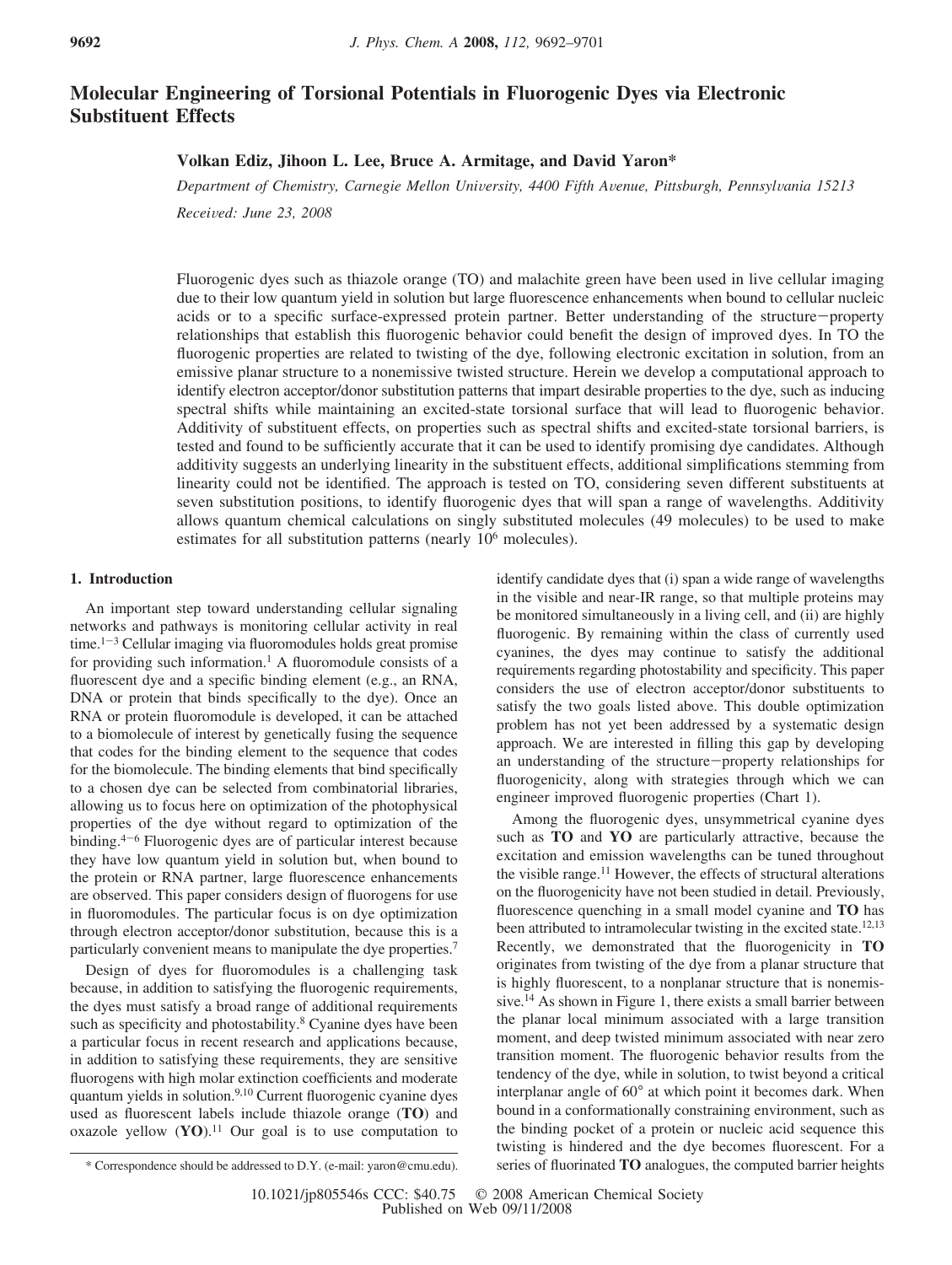# Molecular Engineering of Torsional Potentials in Fluorogenic Dyes via Electronic Substituent Effects

**Volkan Ediz, Jihoon L. Lee, Bruce A. Armitage, and David Yaron***

*Department of Chemistry, Carnegie Mellon University, 4400 Fifth Avenue, Pittsburgh, Pennsylvania 15213*

*Received: June 23, 2008*

Fluorogenic dyes such as thiazole orange (TO) and malachite green have been used in live cellular imaging due to their low quantum yield in solution but large fluorescence enhancements when bound to cellular nucleic acids or to a specific surface-expressed protein partner. Better understanding of the structure–property relationships that establish this fluorogenic behavior could benefit the design of improved dyes. In TO the fluorogenic properties are related to twisting of the dye, following electronic excitation in solution, from an emissive planar structure to a nonemissive twisted structure. Herein we develop a computational approach to identify electron acceptor/donor substitution patterns that impart desirable properties to the dye, such as inducing spectral shifts while maintaining an excited-state torsional surface that will lead to fluorogenic behavior. Additivity of substituent effects, on properties such as spectral shifts and excited-state torsional barriers, is tested and found to be sufficiently accurate that it can be used to identify promising dye candidates. Although additivity suggests an underlying linearity in the substituent effects, additional simplifications stemming from linearity could not be identified. The approach is tested on TO, considering seven different substituents at seven substitution positions, to identify fluorogenic dyes that will span a range of wavelengths. Additivity allows quantum chemical calculations on singly substituted molecules (49 molecules) to be used to make estimates for all substitution patterns (nearly $10^6$ molecules).

## 1. Introduction

An important step toward understanding cellular signaling networks and pathways is monitoring cellular activity in real time.[1–3] Cellular imaging via fluoromodules holds great promise for providing such information.[1] A fluoromodule consists of a fluorescent dye and a specific binding element (e.g., an RNA, DNA or protein that binds specifically to the dye). Once an RNA or protein fluoromodule is developed, it can be attached to a biomolecule of interest by genetically fusing the sequence that codes for the binding element to the sequence that codes for the biomolecule. The binding elements that bind specifically to a chosen dye can be selected from combinatorial libraries, allowing us to focus here on optimization of the photophysical properties of the dye without regard to optimization of the binding.[4–6] Fluorogenic dyes are of particular interest because they have low quantum yield in solution but, when bound to the protein or RNA partner, large fluorescence enhancements are observed. This paper considers design of fluorogens for use in fluoromodules. The particular focus is on dye optimization through electron acceptor/donor substitution, because this is a particularly convenient means to manipulate the dye properties.[7]

Design of dyes for fluoromodules is a challenging task because, in addition to satisfying the fluorogenic requirements, the dyes must satisfy a broad range of additional requirements such as specificity and photostability.[8] Cyanine dyes have been a particular focus in recent research and applications because, in addition to satisfying these requirements, they are sensitive fluorogens with high molar extinction coefficients and moderate quantum yields in solution.[9,10] Current fluorogenic cyanine dyes used as fluorescent labels include thiazole orange (**TO**) and oxazole yellow (**YO**).[11] Our goal is to use computation to identify candidate dyes that (i) span a wide range of wavelengths in the visible and near-IR range, so that multiple proteins may be monitored simultaneously in a living cell, and (ii) are highly fluorogenic. By remaining within the class of currently used cyanines, the dyes may continue to satisfy the additional requirements regarding photostability and specificity. This paper considers the use of electron acceptor/donor substituents to satisfy the two goals listed above. This double optimization problem has not yet been addressed by a systematic design approach. We are interested in filling this gap by developing an understanding of the structure–property relationships for fluorogenicity, along with strategies through which we can engineer improved fluorogenic properties (Chart 1).

Among the fluorogenic dyes, unsymmetrical cyanine dyes such as **TO** and **YO** are particularly attractive, because the excitation and emission wavelengths can be tuned throughout the visible range.[11] However, the effects of structural alterations on the fluorogenicity have not been studied in detail. Previously, fluorescence quenching in a small model cyanine and **TO** has been attributed to intramolecular twisting in the excited state.[12,13] Recently, we demonstrated that the fluorogenicity in **TO** originates from twisting of the dye from a planar structure that is highly fluorescent, to a nonplanar structure that is nonemissive.[14] As shown in Figure 1, there exists a small barrier between the planar local minimum associated with a large transition moment, and deep twisted minimum associated with near zero transition moment. The fluorogenic behavior results from the tendency of the dye, while in solution, to twist beyond a critical interplanar angle of 60° at which point it becomes dark. When bound in a conformationally constraining environment, such as the binding pocket of a protein or nucleic acid sequence this twisting is hindered and the dye becomes fluorescent. For a series of fluorinated **TO** analogues, the computed barrier heights

\* Correspondence should be addressed to D.Y. (e-mail: yaron@cmu.edu).

10.1021/jp805546s CCC: $40.75 © 2008 American Chemical Society
Published on Web 09/11/2008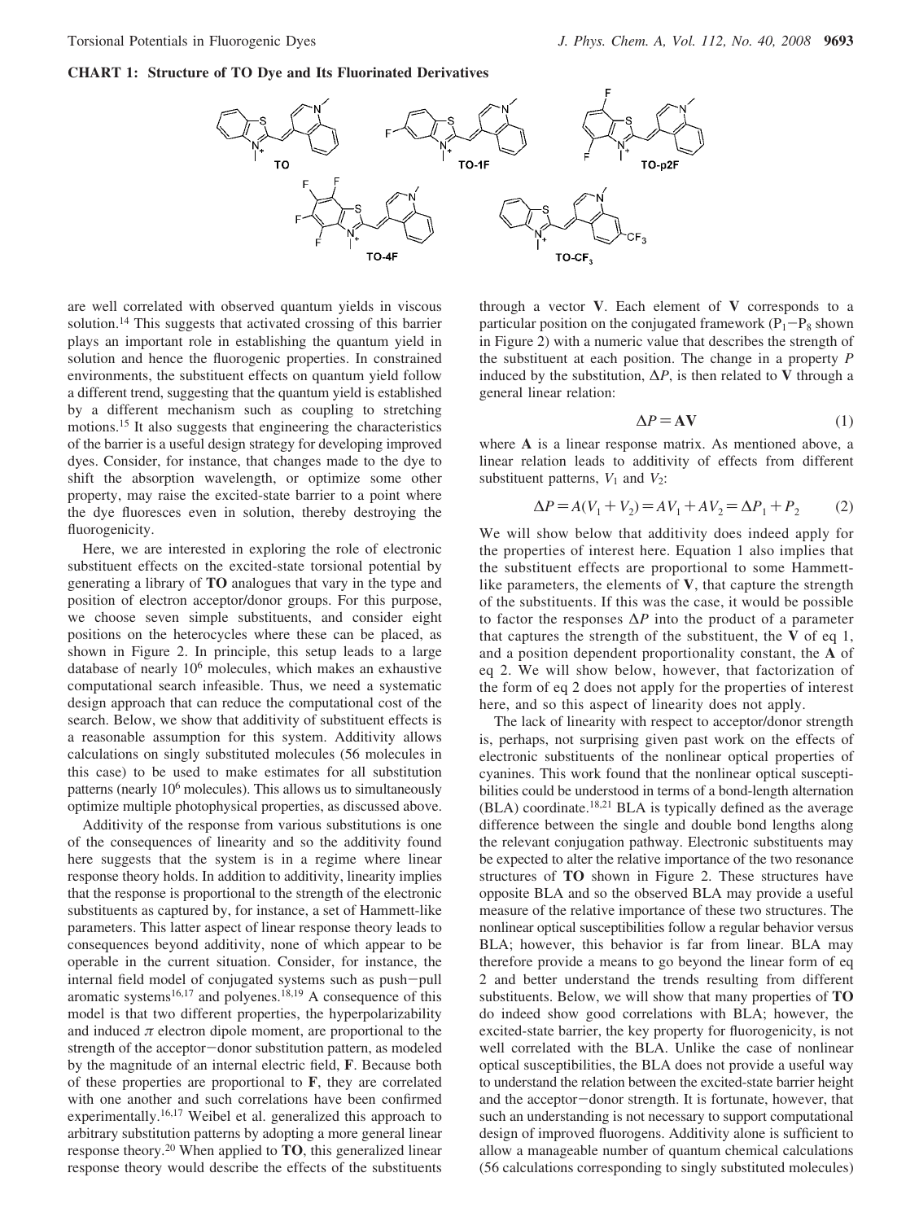**CHART 1: Structure of TO Dye and Its Fluorinated Derivatives**

are well correlated with observed quantum yields in viscous solution.[14] This suggests that activated crossing of this barrier plays an important role in establishing the quantum yield in solution and hence the fluorogenic properties. In constrained environments, the substituent effects on quantum yield follow a different trend, suggesting that the quantum yield is established by a different mechanism such as coupling to stretching motions.[15] It also suggests that engineering the characteristics of the barrier is a useful design strategy for developing improved dyes. Consider, for instance, that changes made to the dye to shift the absorption wavelength, or optimize some other property, may raise the excited-state barrier to a point where the dye fluoresces even in solution, thereby destroying the fluorogenicity.

Here, we are interested in exploring the role of electronic substituent effects on the excited-state torsional potential by generating a library of **TO** analogues that vary in the type and position of electron acceptor/donor groups. For this purpose, we choose seven simple substituents, and consider eight positions on the heterocycles where these can be placed, as shown in Figure 2. In principle, this setup leads to a large database of nearly $10^6$ molecules, which makes an exhaustive computational search infeasible. Thus, we need a systematic design approach that can reduce the computational cost of the search. Below, we show that additivity of substituent effects is a reasonable assumption for this system. Additivity allows calculations on singly substituted molecules (56 molecules in this case) to be used to make estimates for all substitution patterns (nearly $10^6$ molecules). This allows us to simultaneously optimize multiple photophysical properties, as discussed above.

Additivity of the response from various substitutions is one of the consequences of linearity and so the additivity found here suggests that the system is in a regime where linear response theory holds. In addition to additivity, linearity implies that the response is proportional to the strength of the electronic substituents as captured by, for instance, a set of Hammett-like parameters. This latter aspect of linear response theory leads to consequences beyond additivity, none of which appear to be operable in the current situation. Consider, for instance, the internal field model of conjugated systems such as push–pull aromatic systems[16,17] and polyenes.[18,19] A consequence of this model is that two different properties, the hyperpolarizability and induced $\pi$ electron dipole moment, are proportional to the strength of the acceptor–donor substitution pattern, as modeled by the magnitude of an internal electric field, **F**. Because both of these properties are proportional to **F**, they are correlated with one another and such correlations have been confirmed experimentally.[16,17] Weibel et al. generalized this approach to arbitrary substitution patterns by adopting a more general linear response theory.[20] When applied to **TO**, this generalized linear response theory would describe the effects of the substituents through a vector **V**. Each element of **V** corresponds to a particular position on the conjugated framework ($P_1$–$P_8$ shown in Figure 2) with a numeric value that describes the strength of the substituent at each position. The change in a property $P$ induced by the substitution, $\Delta P$, is then related to **V** through a general linear relation:

$$\Delta P = \mathbf{AV} \tag{1}$$

where **A** is a linear response matrix. As mentioned above, a linear relation leads to additivity of effects from different substituent patterns, $V_1$ and $V_2$:

$$\Delta P = A(V_1 + V_2) = AV_1 + AV_2 = \Delta P_1 + P_2 \tag{2}$$

We will show below that additivity does indeed apply for the properties of interest here. Equation 1 also implies that the substituent effects are proportional to some Hammett-like parameters, the elements of **V**, that capture the strength of the substituents. If this was the case, it would be possible to factor the responses $\Delta P$ into the product of a parameter that captures the strength of the substituent, the **V** of eq 1, and a position dependent proportionality constant, the **A** of eq 2. We will show below, however, that factorization of the form of eq 2 does not apply for the properties of interest here, and so this aspect of linearity does not apply.

The lack of linearity with respect to acceptor/donor strength is, perhaps, not surprising given past work on the effects of electronic substituents of the nonlinear optical properties of cyanines. This work found that the nonlinear optical susceptibilities could be understood in terms of a bond-length alternation (BLA) coordinate.[18,21] BLA is typically defined as the average difference between the single and double bond lengths along the relevant conjugation pathway. Electronic substituents may be expected to alter the relative importance of the two resonance structures of **TO** shown in Figure 2. These structures have opposite BLA and so the observed BLA may provide a useful measure of the relative importance of these two structures. The nonlinear optical susceptibilities follow a regular behavior versus BLA; however, this behavior is far from linear. BLA may therefore provide a means to go beyond the linear form of eq 2 and better understand the trends resulting from different substituents. Below, we will show that many properties of **TO** do indeed show good correlations with BLA; however, the excited-state barrier, the key property for fluorogenicity, is not well correlated with the BLA. Unlike the case of nonlinear optical susceptibilities, the BLA does not provide a useful way to understand the relation between the excited-state barrier height and the acceptor–donor strength. It is fortunate, however, that such an understanding is not necessary to support computational design of improved fluorogens. Additivity alone is sufficient to allow a manageable number of quantum chemical calculations (56 calculations corresponding to singly substituted molecules)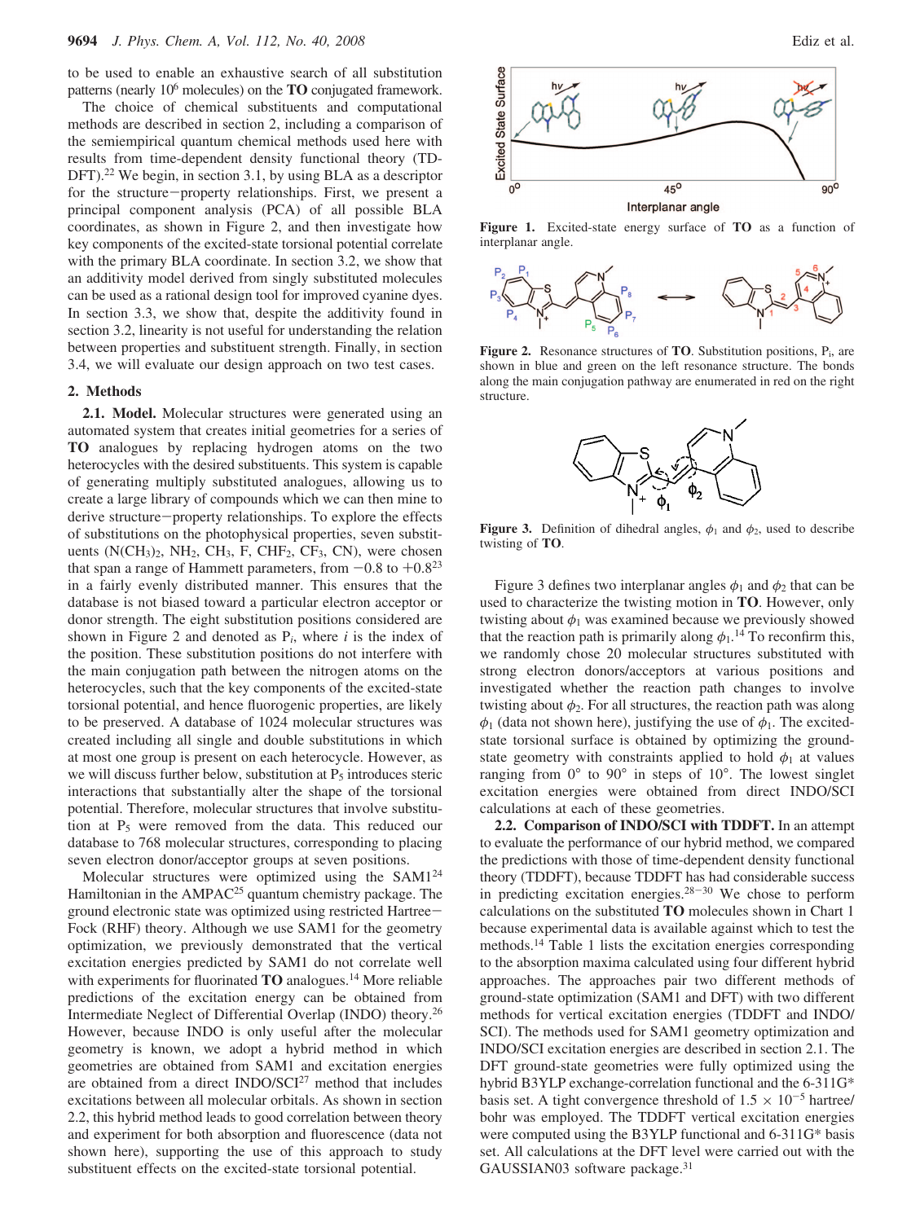to be used to enable an exhaustive search of all substitution patterns (nearly $10^6$ molecules) on the **TO** conjugated framework.

The choice of chemical substituents and computational methods are described in section 2, including a comparison of the semiempirical quantum chemical methods used here with results from time-dependent density functional theory (TD-DFT).[22] We begin, in section 3.1, by using BLA as a descriptor for the structure–property relationships. First, we present a principal component analysis (PCA) of all possible BLA coordinates, as shown in Figure 2, and then investigate how key components of the excited-state torsional potential correlate with the primary BLA coordinate. In section 3.2, we show that an additivity model derived from singly substituted molecules can be used as a rational design tool for improved cyanine dyes. In section 3.3, we show that, despite the additivity found in section 3.2, linearity is not useful for understanding the relation between properties and substituent strength. Finally, in section 3.4, we will evaluate our design approach on two test cases.

## 2. Methods

**2.1. Model.** Molecular structures were generated using an automated system that creates initial geometries for a series of **TO** analogues by replacing hydrogen atoms on the two heterocycles with the desired substituents. This system is capable of generating multiply substituted analogues, allowing us to create a large library of compounds which we can then mine to derive structure–property relationships. To explore the effects of substitutions on the photophysical properties, seven substituents ($N(CH_3)_2$, $NH_2$, $CH_3$, F, $CHF_2$, $CF_3$, CN), were chosen that span a range of Hammett parameters, from −0.8 to +0.8[23] in a fairly evenly distributed manner. This ensures that the database is not biased toward a particular electron acceptor or donor strength. The eight substitution positions considered are shown in Figure 2 and denoted as $P_i$, where $i$ is the index of the position. These substitution positions do not interfere with the main conjugation path between the nitrogen atoms on the heterocycles, such that the key components of the excited-state torsional potential, and hence fluorogenic properties, are likely to be preserved. A database of 1024 molecular structures was created including all single and double substitutions in which at most one group is present on each heterocycle. However, as we will discuss further below, substitution at $P_5$ introduces steric interactions that substantially alter the shape of the torsional potential. Therefore, molecular structures that involve substitution at $P_5$ were removed from the data. This reduced our database to 768 molecular structures, corresponding to placing seven electron donor/acceptor groups at seven positions.

Molecular structures were optimized using the SAM1[24] Hamiltonian in the AMPAC[25] quantum chemistry package. The ground electronic state was optimized using restricted Hartree–Fock (RHF) theory. Although we use SAM1 for the geometry optimization, we previously demonstrated that the vertical excitation energies predicted by SAM1 do not correlate well with experiments for fluorinated **TO** analogues.[14] More reliable predictions of the excitation energy can be obtained from Intermediate Neglect of Differential Overlap (INDO) theory.[26] However, because INDO is only valid after the molecular geometry is known, we adopt a hybrid method in which geometries are obtained from SAM1 and excitation energies are obtained from a direct INDO/SCI[27] method that includes excitations between all molecular orbitals. As shown in section 2.2, this hybrid method leads to good correlation between theory and experiment for both absorption and fluorescence (data not shown here), supporting the use of this approach to study substituent effects on the excited-state torsional potential.

**Figure 1.** Excited-state energy surface of **TO** as a function of interplanar angle.

**Figure 2.** Resonance structures of **TO**. Substitution positions, $P_i$, are shown in blue and green on the left resonance structure. The bonds along the main conjugation pathway are enumerated in red on the right structure.

**Figure 3.** Definition of dihedral angles, $\phi_1$ and $\phi_2$, used to describe twisting of **TO**.

Figure 3 defines two interplanar angles $\phi_1$ and $\phi_2$ that can be used to characterize the twisting motion in **TO**. However, only twisting about $\phi_1$ was examined because we previously showed that the reaction path is primarily along $\phi_1$.[14] To reconfirm this, we randomly chose 20 molecular structures substituted with strong electron donors/acceptors at various positions and investigated whether the reaction path changes to involve twisting about $\phi_2$. For all structures, the reaction path was along $\phi_1$ (data not shown here), justifying the use of $\phi_1$. The excited-state torsional surface is obtained by optimizing the ground-state geometry with constraints applied to hold $\phi_1$ at values ranging from 0° to 90° in steps of 10°. The lowest singlet excitation energies were obtained from direct INDO/SCI calculations at each of these geometries.

**2.2. Comparison of INDO/SCI with TDDFT.** In an attempt to evaluate the performance of our hybrid method, we compared the predictions with those of time-dependent density functional theory (TDDFT), because TDDFT has had considerable success in predicting excitation energies.[28−30] We chose to perform calculations on the substituted **TO** molecules shown in Chart 1 because experimental data is available against which to test the methods.[14] Table 1 lists the excitation energies corresponding to the absorption maxima calculated using four different hybrid approaches. The approaches pair two different methods of ground-state optimization (SAM1 and DFT) with two different methods for vertical excitation energies (TDDFT and INDO/SCI). The methods used for SAM1 geometry optimization and INDO/SCI excitation energies are described in section 2.1. The DFT ground-state geometries were fully optimized using the hybrid B3YLP exchange-correlation functional and the 6-311G* basis set. A tight convergence threshold of $1.5 \times 10^{-5}$ hartree/bohr was employed. The TDDFT vertical excitation energies were computed using the B3YLP functional and 6-311G* basis set. All calculations at the DFT level were carried out with the GAUSSIAN03 software package.[31]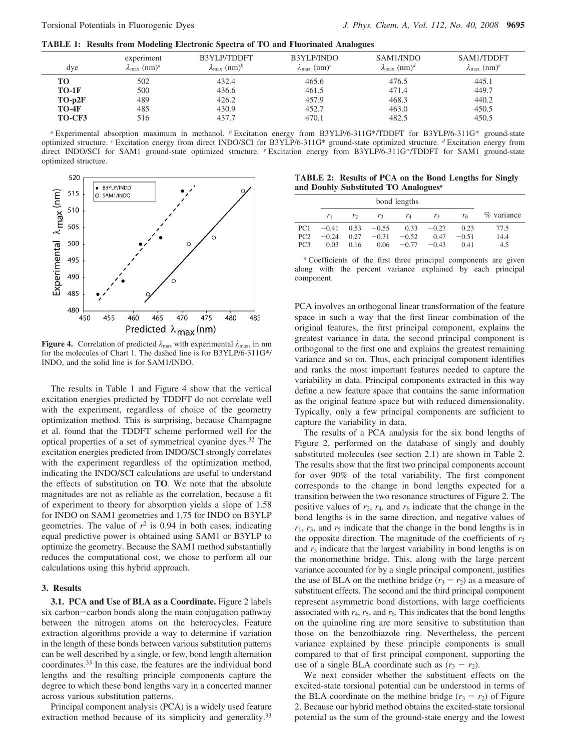**TABLE 1: Results from Modeling Electronic Spectra of TO and Fluorinated Analogues**

| dye | experiment $\lambda_{max}$ (nm)[a] | B3YLP/TDDFT $\lambda_{max}$ (nm)[b] | B3YLP/INDO $\lambda_{max}$ (nm)[c] | SAM1/INDO $\lambda_{max}$ (nm)[d] | SAM1/TDDFT $\lambda_{max}$ (nm)[e] |
|---|---|---|---|---|---|
| **TO** | 502 | 432.4 | 465.6 | 476.5 | 445.1 |
| **TO-1F** | 500 | 436.6 | 461.5 | 471.4 | 449.7 |
| **TO-p2F** | 489 | 426.2 | 457.9 | 468.3 | 440.2 |
| **TO-4F** | 485 | 430.9 | 452.7 | 463.0 | 450.5 |
| **TO-CF3** | 516 | 437.7 | 470.1 | 482.5 | 450.5 |

[a] Experimental absorption maximum in methanol. [b] Excitation energy from B3YLP/6-311G*/TDDFT for B3YLP/6-311G* ground-state optimized structure. [c] Excitation energy from direct INDO/SCI for B3YLP/6-311G* ground-state optimized structure. [d] Excitation energy from direct INDO/SCI for SAM1 ground-state optimized structure. [e] Excitation energy from B3YLP/6-311G*/TDDFT for SAM1 ground-state optimized structure.

**Figure 4.** Correlation of predicted $\lambda_{max}$ with experimental $\lambda_{max}$, in nm for the molecules of Chart 1. The dashed line is for B3YLP/6-311G*/INDO, and the solid line is for SAM1/INDO.

The results in Table 1 and Figure 4 show that the vertical excitation energies predicted by TDDFT do not correlate well with the experiment, regardless of choice of the geometry optimization method. This is surprising, because Champagne et al. found that the TDDFT scheme performed well for the optical properties of a set of symmetrical cyanine dyes.[32] The excitation energies predicted from INDO/SCI strongly correlates with the experiment regardless of the optimization method, indicating the INDO/SCI calculations are useful to understand the effects of substitution on **TO**. We note that the absolute magnitudes are not as reliable as the correlation, because a fit of experiment to theory for absorption yields a slope of 1.58 for INDO on SAM1 geometries and 1.75 for INDO on B3YLP geometries. The value of $r^2$ is 0.94 in both cases, indicating equal predictive power is obtained using SAM1 or B3YLP to optimize the geometry. Because the SAM1 method substantially reduces the computational cost, we chose to perform all our calculations using this hybrid approach.

## 3. Results

**3.1. PCA and Use of BLA as a Coordinate.** Figure 2 labels six carbon–carbon bonds along the main conjugation pathway between the nitrogen atoms on the heterocycles. Feature extraction algorithms provide a way to determine if variation in the length of these bonds between various substitution patterns can be well described by a single, or few, bond length alternation coordinates.[33] In this case, the features are the individual bond lengths and the resulting principle components capture the degree to which these bond lengths vary in a concerted manner across various substitution patterns.

Principal component analysis (PCA) is a widely used feature extraction method because of its simplicity and generality.[33] PCA involves an orthogonal linear transformation of the feature space in such a way that the first linear combination of the original features, the first principal component, explains the greatest variance in the data, the second principal component is orthogonal to the first one and explains the greatest remaining variance and so on. Thus, each principal component identifies and ranks the most important features needed to capture the variability in data. Principal components extracted in this way define a new feature space that contains the same information as the original feature space but with reduced dimensionality. Typically, only a few principal components are sufficient to capture the variability in data.

**TABLE 2: Results of PCA on the Bond Lengths for Singly and Doubly Substituted TO Analogues[a]**

| | bond lengths | | | | | | % variance |
|---|---|---|---|---|---|---|---|
| | $r_1$ | $r_2$ | $r_3$ | $r_4$ | $r_5$ | $r_6$ | |
| PC1 | −0.41 | 0.53 | −0.55 | 0.33 | −0.27 | 0.23 | 77.5 |
| PC2 | −0.24 | 0.27 | −0.31 | −0.52 | 0.47 | −0.51 | 14.4 |
| PC3 | 0.03 | 0.16 | 0.06 | −0.77 | −0.43 | 0.41 | 4.5 |

[a] Coefficients of the first three principal components are given along with the percent variance explained by each principal component.

The results of a PCA analysis for the six bond lengths of Figure 2, performed on the database of singly and doubly substituted molecules (see section 2.1) are shown in Table 2. The results show that the first two principal components account for over 90% of the total variability. The first component corresponds to the change in bond lengths expected for a transition between the two resonance structures of Figure 2. The positive values of $r_2$, $r_4$, and $r_6$ indicate that the change in the bond lengths is in the same direction, and negative values of $r_1$, $r_3$, and $r_5$ indicate that the change in the bond lengths is in the opposite direction. The magnitude of the coefficients of $r_2$ and $r_3$ indicate that the largest variability in bond lengths is on the monomethine bridge. This, along with the large percent variance accounted for by a single principal component, justifies the use of BLA on the methine bridge ($r_3 - r_2$) as a measure of substituent effects. The second and the third principal component represent asymmetric bond distortions, with large coefficients associated with $r_4$, $r_5$, and $r_6$. This indicates that the bond lengths on the quinoline ring are more sensitive to substitution than those on the benzothiazole ring. Nevertheless, the percent variance explained by these principle components is small compared to that of first principal component, supporting the use of a single BLA coordinate such as ($r_3 - r_2$).

We next consider whether the substituent effects on the excited-state torsional potential can be understood in terms of the BLA coordinate on the methine bridge ($r_3 - r_2$) of Figure 2. Because our hybrid method obtains the excited-state torsional potential as the sum of the ground-state energy and the lowest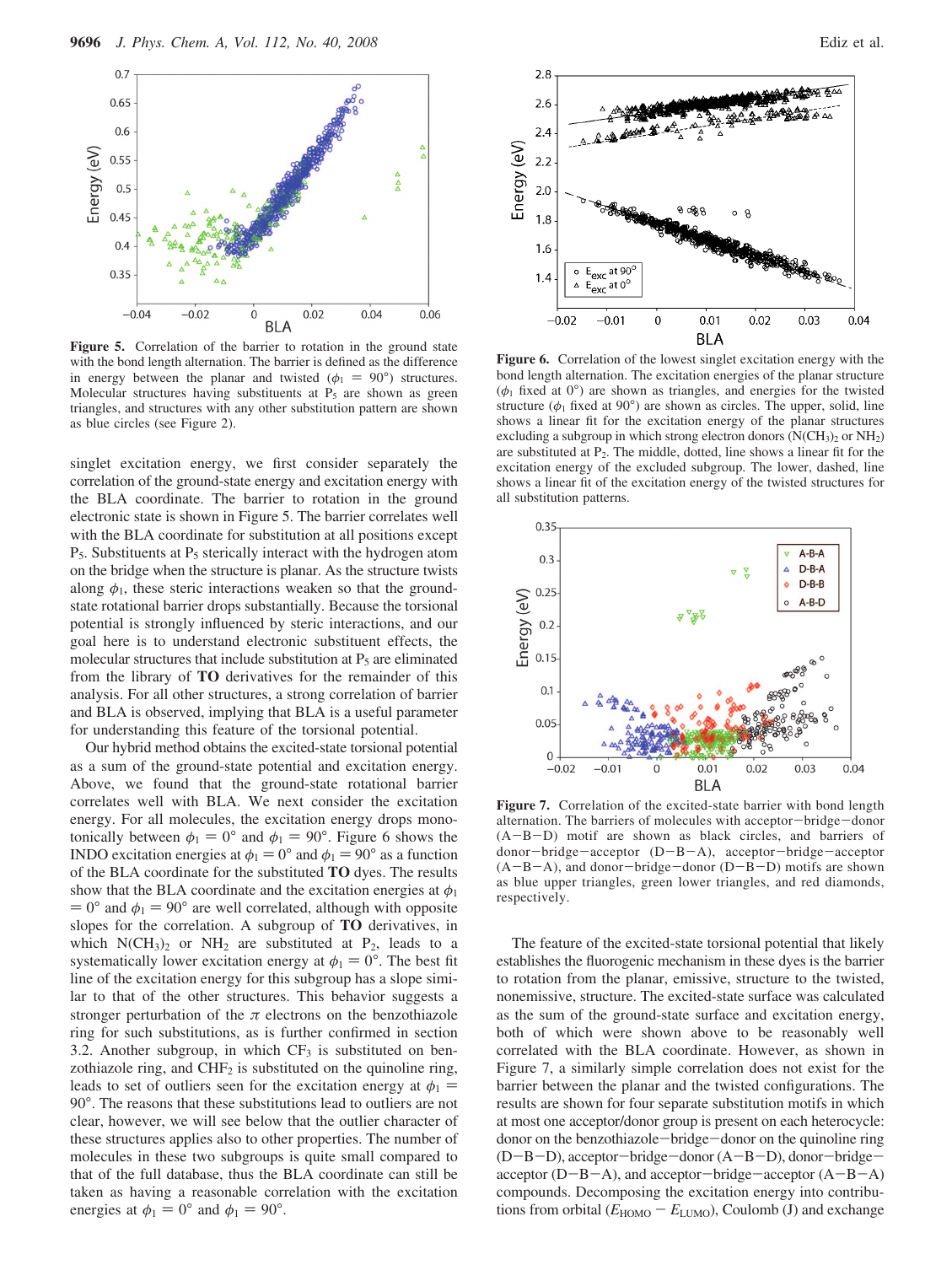**Figure 5.** Correlation of the barrier to rotation in the ground state with the bond length alternation. The barrier is defined as the difference in energy between the planar and twisted ($\phi_1 = 90°$) structures. Molecular structures having substituents at $P_5$ are shown as green triangles, and structures with any other substitution pattern are shown as blue circles (see Figure 2).

singlet excitation energy, we first consider separately the correlation of the ground-state energy and excitation energy with the BLA coordinate. The barrier to rotation in the ground electronic state is shown in Figure 5. The barrier correlates well with the BLA coordinate for substitution at all positions except $P_5$. Substituents at $P_5$ sterically interact with the hydrogen atom on the bridge when the structure is planar. As the structure twists along $\phi_1$, these steric interactions weaken so that the ground-state rotational barrier drops substantially. Because the torsional potential is strongly influenced by steric interactions, and our goal here is to understand electronic substituent effects, the molecular structures that include substitution at $P_5$ are eliminated from the library of **TO** derivatives for the remainder of this analysis. For all other structures, a strong correlation of barrier and BLA is observed, implying that BLA is a useful parameter for understanding this feature of the torsional potential.

Our hybrid method obtains the excited-state torsional potential as a sum of the ground-state potential and excitation energy. Above, we found that the ground-state rotational barrier correlates well with BLA. We next consider the excitation energy. For all molecules, the excitation energy drops monotonically between $\phi_1 = 0°$ and $\phi_1 = 90°$. Figure 6 shows the INDO excitation energies at $\phi_1 = 0°$ and $\phi_1 = 90°$ as a function of the BLA coordinate for the substituted **TO** dyes. The results show that the BLA coordinate and the excitation energies at $\phi_1 = 0°$ and $\phi_1 = 90°$ are well correlated, although with opposite slopes for the correlation. A subgroup of **TO** derivatives, in which $N(CH_3)_2$ or $NH_2$ are substituted at $P_2$, leads to a systematically lower excitation energy at $\phi_1 = 0°$. The best fit line of the excitation energy for this subgroup has a slope similar to that of the other structures. This behavior suggests a stronger perturbation of the $\pi$ electrons on the benzothiazole ring for such substitutions, as is further confirmed in section 3.2. Another subgroup, in which $CF_3$ is substituted on benzothiazole ring, and $CHF_2$ is substituted on the quinoline ring, leads to set of outliers seen for the excitation energy at $\phi_1 = 90°$. The reasons that these substitutions lead to outliers are not clear, however, we will see below that the outlier character of these structures applies also to other properties. The number of molecules in these two subgroups is quite small compared to that of the full database, thus the BLA coordinate can still be taken as having a reasonable correlation with the excitation energies at $\phi_1 = 0°$ and $\phi_1 = 90°$.

**Figure 6.** Correlation of the lowest singlet excitation energy with the bond length alternation. The excitation energies of the planar structure ($\phi_1$ fixed at 0°) are shown as triangles, and energies for the twisted structure ($\phi_1$ fixed at 90°) are shown as circles. The upper, solid, line shows a linear fit for the excitation energy of the planar structures excluding a subgroup in which strong electron donors ($N(CH_3)_2$ or $NH_2$) are substituted at $P_2$. The middle, dotted, line shows a linear fit for the excitation energy of the excluded subgroup. The lower, dashed, line shows a linear fit of the excitation energy of the twisted structures for all substitution patterns.

**Figure 7.** Correlation of the excited-state barrier with bond length alternation. The barriers of molecules with acceptor−bridge−donor (A−B−D) motif are shown as black circles, and barriers of donor−bridge−acceptor (D−B−A), acceptor−bridge−acceptor (A−B−A), and donor−bridge−donor (D−B−D) motifs are shown as blue upper triangles, green lower triangles, and red diamonds, respectively.

The feature of the excited-state torsional potential that likely establishes the fluorogenic mechanism in these dyes is the barrier to rotation from the planar, emissive, structure to the twisted, nonemissive, structure. The excited-state surface was calculated as the sum of the ground-state surface and excitation energy, both of which were shown above to be reasonably well correlated with the BLA coordinate. However, as shown in Figure 7, a similarly simple correlation does not exist for the barrier between the planar and the twisted configurations. The results are shown for four separate substitution motifs in which at most one acceptor/donor group is present on each heterocycle: donor on the benzothiazole−bridge−donor on the quinoline ring (D−B−D), acceptor−bridge−donor (A−B−D), donor−bridge−acceptor (D−B−A), and acceptor−bridge−acceptor (A−B−A) compounds. Decomposing the excitation energy into contributions from orbital ($E_{HOMO} - E_{LUMO}$), Coulomb (J) and exchange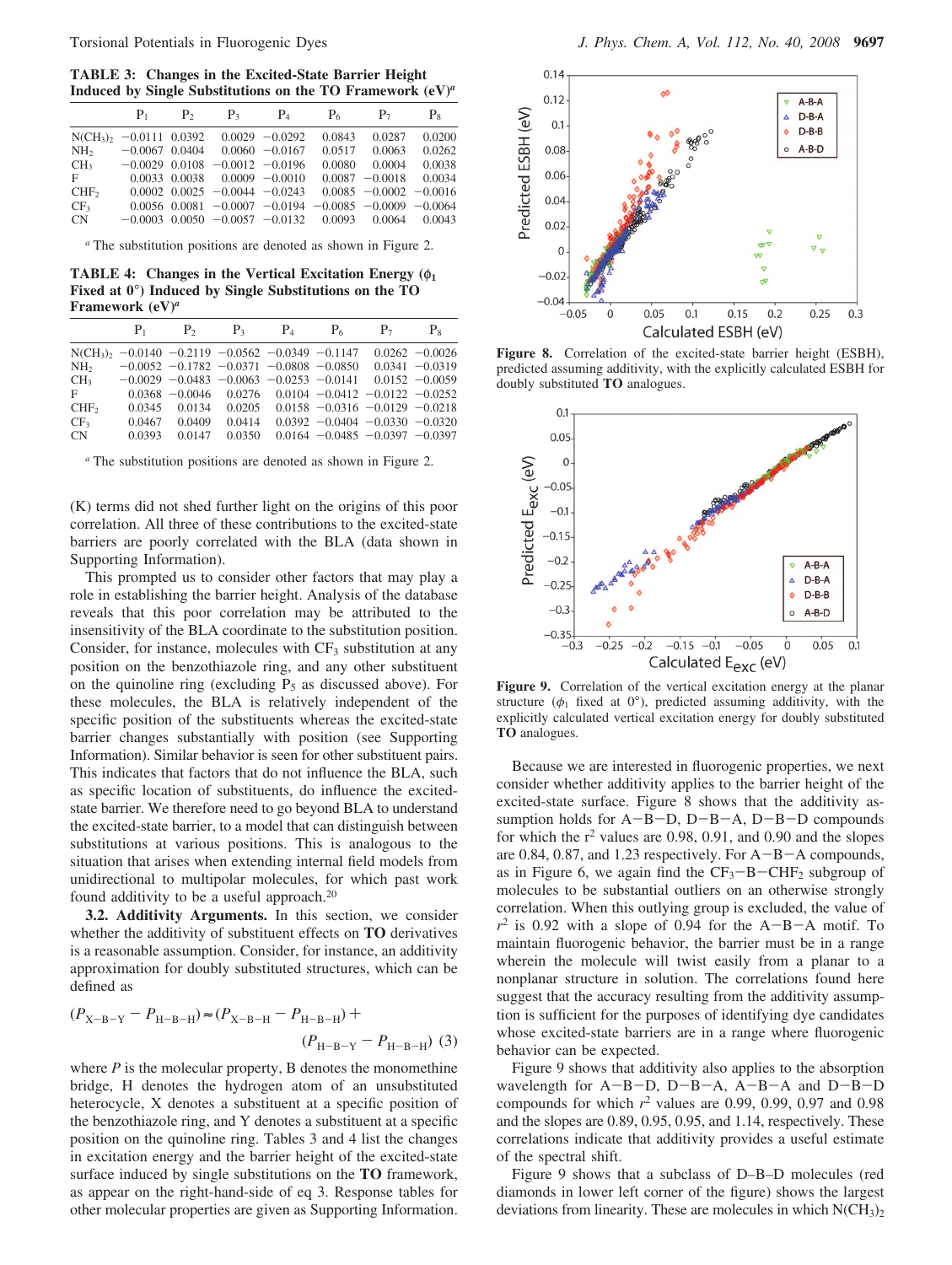**TABLE 3: Changes in the Excited-State Barrier Height Induced by Single Substitutions on the TO Framework (eV)[a]**

| | $P_1$ | $P_2$ | $P_3$ | $P_4$ | $P_6$ | $P_7$ | $P_8$ |
|---|---|---|---|---|---|---|---|
| $N(CH_3)_2$ | −0.0111 | 0.0392 | 0.0029 | −0.0292 | 0.0843 | 0.0287 | 0.0200 |
| $NH_2$ | −0.0067 | 0.0404 | 0.0060 | −0.0167 | 0.0517 | 0.0063 | 0.0262 |
| $CH_3$ | −0.0029 | 0.0108 | −0.0012 | −0.0196 | 0.0080 | 0.0004 | 0.0038 |
| F | 0.0033 | 0.0038 | 0.0009 | −0.0010 | 0.0087 | −0.0018 | 0.0034 |
| $CHF_2$ | 0.0002 | 0.0025 | −0.0044 | −0.0243 | 0.0085 | −0.0002 | −0.0016 |
| $CF_3$ | 0.0056 | 0.0081 | −0.0007 | −0.0194 | −0.0085 | −0.0009 | −0.0064 |
| CN | −0.0003 | 0.0050 | −0.0057 | −0.0132 | 0.0093 | 0.0064 | 0.0043 |

[a] The substitution positions are denoted as shown in Figure 2.

**TABLE 4: Changes in the Vertical Excitation Energy ($\phi_1$ Fixed at 0°) Induced by Single Substitutions on the TO Framework (eV)[a]**

| | $P_1$ | $P_2$ | $P_3$ | $P_4$ | $P_6$ | $P_7$ | $P_8$ |
|---|---|---|---|---|---|---|---|
| $N(CH_3)_2$ | −0.0140 | −0.2119 | −0.0562 | −0.0349 | −0.1147 | 0.0262 | −0.0026 |
| $NH_2$ | −0.0052 | −0.1782 | −0.0371 | −0.0808 | −0.0850 | 0.0341 | −0.0319 |
| $CH_3$ | −0.0029 | −0.0483 | −0.0063 | −0.0253 | −0.0141 | 0.0152 | −0.0059 |
| F | 0.0368 | −0.0046 | 0.0276 | 0.0104 | −0.0412 | −0.0122 | −0.0252 |
| $CHF_2$ | 0.0345 | 0.0134 | 0.0205 | 0.0158 | −0.0316 | −0.0129 | −0.0218 |
| $CF_3$ | 0.0467 | 0.0409 | 0.0414 | 0.0392 | −0.0404 | −0.0330 | −0.0320 |
| CN | 0.0393 | 0.0147 | 0.0350 | 0.0164 | −0.0485 | −0.0397 | −0.0397 |

[a] The substitution positions are denoted as shown in Figure 2.

(K) terms did not shed further light on the origins of this poor correlation. All three of these contributions to the excited-state barriers are poorly correlated with the BLA (data shown in Supporting Information).

This prompted us to consider other factors that may play a role in establishing the barrier height. Analysis of the database reveals that this poor correlation may be attributed to the insensitivity of the BLA coordinate to the substitution position. Consider, for instance, molecules with $CF_3$ substitution at any position on the benzothiazole ring, and any other substituent on the quinoline ring (excluding $P_5$ as discussed above). For these molecules, the BLA is relatively independent of the specific position of the substituents whereas the excited-state barrier changes substantially with position (see Supporting Information). Similar behavior is seen for other substituent pairs. This indicates that factors that do not influence the BLA, such as specific location of substituents, do influence the excited-state barrier. We therefore need to go beyond BLA to understand the excited-state barrier, to a model that can distinguish between substitutions at various positions. This is analogous to the situation that arises when extending internal field models from unidirectional to multipolar molecules, for which past work found additivity to be a useful approach.[20]

**3.2. Additivity Arguments.** In this section, we consider whether the additivity of substituent effects on **TO** derivatives is a reasonable assumption. Consider, for instance, an additivity approximation for doubly substituted structures, which can be defined as

$$(P_{X-B-Y} - P_{H-B-H}) \approx (P_{X-B-H} - P_{H-B-H}) + (P_{H-B-Y} - P_{H-B-H}) \quad (3)$$

where $P$ is the molecular property, B denotes the monomethine bridge, H denotes the hydrogen atom of an unsubstituted heterocycle, X denotes a substituent at a specific position of the benzothiazole ring, and Y denotes a substituent at a specific position on the quinoline ring. Tables 3 and 4 list the changes in excitation energy and the barrier height of the excited-state surface induced by single substitutions on the **TO** framework, as appear on the right-hand-side of eq 3. Response tables for other molecular properties are given as Supporting Information.

Figure 8. Correlation of the excited-state barrier height (ESBH), predicted assuming additivity, with the explicitly calculated ESBH for doubly substituted **TO** analogues.

Figure 9. Correlation of the vertical excitation energy at the planar structure ($\phi_1$ fixed at 0°), predicted assuming additivity, with the explicitly calculated vertical excitation energy for doubly substituted **TO** analogues.

Because we are interested in fluorogenic properties, we next consider whether additivity applies to the barrier height of the excited-state surface. Figure 8 shows that the additivity assumption holds for A−B−D, D−B−A, D−B−D compounds for which the $r^2$ values are 0.98, 0.91, and 0.90 and the slopes are 0.84, 0.87, and 1.23 respectively. For A−B−A compounds, as in Figure 6, we again find the $CF_3$−B−$CHF_2$ subgroup of molecules to be substantial outliers on an otherwise strongly correlation. When this outlying group is excluded, the value of $r^2$ is 0.92 with a slope of 0.94 for the A−B−A motif. To maintain fluorogenic behavior, the barrier must be in a range wherein the molecule will twist easily from a planar to a nonplanar structure in solution. The correlations found here suggest that the accuracy resulting from the additivity assumption is sufficient for the purposes of identifying dye candidates whose excited-state barriers are in a range where fluorogenic behavior can be expected.

Figure 9 shows that additivity also applies to the absorption wavelength for A−B−D, D−B−A, A−B−A and D−B−D compounds for which $r^2$ values are 0.99, 0.99, 0.97 and 0.98 and the slopes are 0.89, 0.95, 0.95, and 1.14, respectively. These correlations indicate that additivity provides a useful estimate of the spectral shift.

Figure 9 shows that a subclass of D–B–D molecules (red diamonds in lower left corner of the figure) shows the largest deviations from linearity. These are molecules in which $N(CH_3)_2$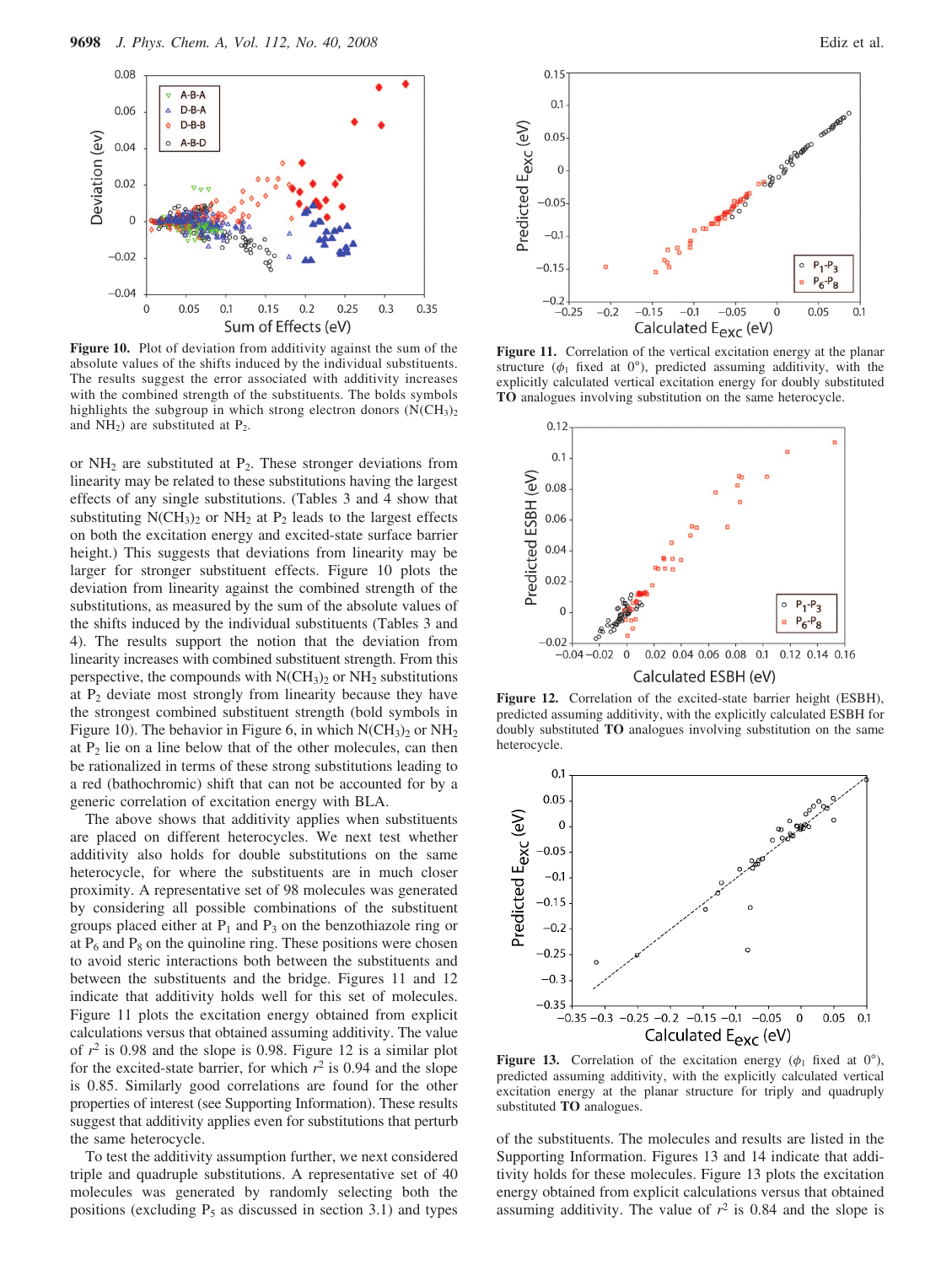**Figure 10.** Plot of deviation from additivity against the sum of the absolute values of the shifts induced by the individual substituents. The results suggest the error associated with additivity increases with the combined strength of the substituents. The bolds symbols highlights the subgroup in which strong electron donors ($N(CH_3)_2$ and $NH_2$) are substituted at $P_2$.

or $NH_2$ are substituted at $P_2$. These stronger deviations from linearity may be related to these substitutions having the largest effects of any single substitutions. (Tables 3 and 4 show that substituting $N(CH_3)_2$ or $NH_2$ at $P_2$ leads to the largest effects on both the excitation energy and excited-state surface barrier height.) This suggests that deviations from linearity may be larger for stronger substituent effects. Figure 10 plots the deviation from linearity against the combined strength of the substitutions, as measured by the sum of the absolute values of the shifts induced by the individual substituents (Tables 3 and 4). The results support the notion that the deviation from linearity increases with combined substituent strength. From this perspective, the compounds with $N(CH_3)_2$ or $NH_2$ substitutions at $P_2$ deviate most strongly from linearity because they have the strongest combined substituent strength (bold symbols in Figure 10). The behavior in Figure 6, in which $N(CH_3)_2$ or $NH_2$ at $P_2$ lie on a line below that of the other molecules, can then be rationalized in terms of these strong substitutions leading to a red (bathochromic) shift that can not be accounted for by a generic correlation of excitation energy with BLA.

The above shows that additivity applies when substituents are placed on different heterocycles. We next test whether additivity also holds for double substitutions on the same heterocycle, for where the substituents are in much closer proximity. A representative set of 98 molecules was generated by considering all possible combinations of the substituent groups placed either at $P_1$ and $P_3$ on the benzothiazole ring or at $P_6$ and $P_8$ on the quinoline ring. These positions were chosen to avoid steric interactions both between the substituents and between the substituents and the bridge. Figures 11 and 12 indicate that additivity holds well for this set of molecules. Figure 11 plots the excitation energy obtained from explicit calculations versus that obtained assuming additivity. The value of $r^2$ is 0.98 and the slope is 0.98. Figure 12 is a similar plot for the excited-state barrier, for which $r^2$ is 0.94 and the slope is 0.85. Similarly good correlations are found for the other properties of interest (see Supporting Information). These results suggest that additivity applies even for substitutions that perturb the same heterocycle.

To test the additivity assumption further, we next considered triple and quadruple substitutions. A representative set of 40 molecules was generated by randomly selecting both the positions (excluding $P_5$ as discussed in section 3.1) and types

**Figure 11.** Correlation of the vertical excitation energy at the planar structure ($\phi_1$ fixed at 0°), predicted assuming additivity, with the explicitly calculated vertical excitation energy for doubly substituted **TO** analogues involving substitution on the same heterocycle.

**Figure 12.** Correlation of the excited-state barrier height (ESBH), predicted assuming additivity, with the explicitly calculated ESBH for doubly substituted **TO** analogues involving substitution on the same heterocycle.

**Figure 13.** Correlation of the excitation energy ($\phi_1$ fixed at 0°), predicted assuming additivity, with the explicitly calculated vertical excitation energy at the planar structure for triply and quadruply substituted **TO** analogues.

of the substituents. The molecules and results are listed in the Supporting Information. Figures 13 and 14 indicate that additivity holds for these molecules. Figure 13 plots the excitation energy obtained from explicit calculations versus that obtained assuming additivity. The value of $r^2$ is 0.84 and the slope is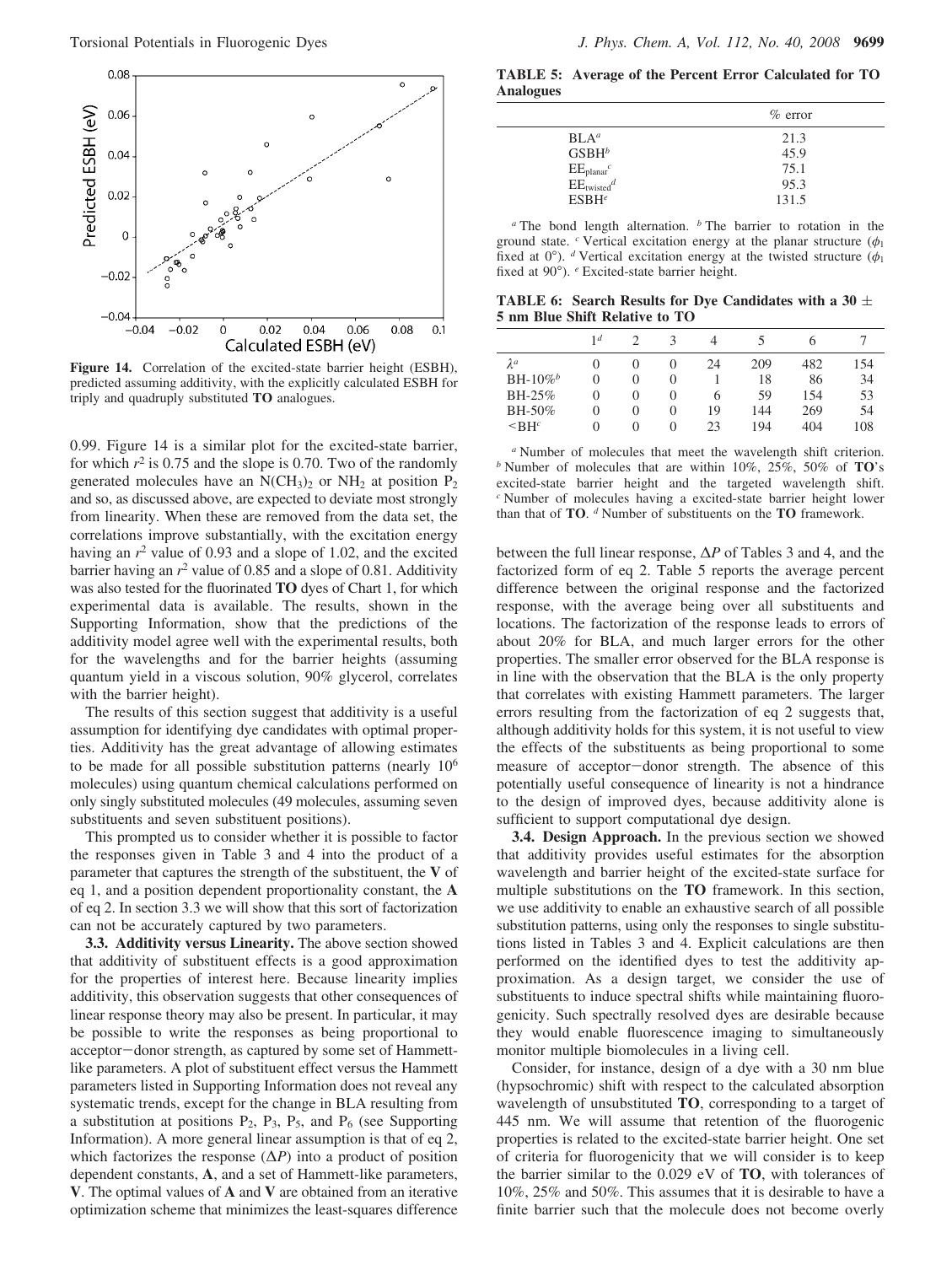**Figure 14.** Correlation of the excited-state barrier height (ESBH), predicted assuming additivity, with the explicitly calculated ESBH for triply and quadruply substituted **TO** analogues.

0.99. Figure 14 is a similar plot for the excited-state barrier, for which $r^2$ is 0.75 and the slope is 0.70. Two of the randomly generated molecules have an $N(CH_3)_2$ or $NH_2$ at position $P_2$ and so, as discussed above, are expected to deviate most strongly from linearity. When these are removed from the data set, the correlations improve substantially, with the excitation energy having an $r^2$ value of 0.93 and a slope of 1.02, and the excited barrier having an $r^2$ value of 0.85 and a slope of 0.81. Additivity was also tested for the fluorinated **TO** dyes of Chart 1, for which experimental data is available. The results, shown in the Supporting Information, show that the predictions of the additivity model agree well with the experimental results, both for the wavelengths and for the barrier heights (assuming quantum yield in a viscous solution, 90% glycerol, correlates with the barrier height).

The results of this section suggest that additivity is a useful assumption for identifying dye candidates with optimal properties. Additivity has the great advantage of allowing estimates to be made for all possible substitution patterns (nearly $10^6$ molecules) using quantum chemical calculations performed on only singly substituted molecules (49 molecules, assuming seven substituents and seven substituent positions).

This prompted us to consider whether it is possible to factor the responses given in Table 3 and 4 into the product of a parameter that captures the strength of the substituent, the **V** of eq 1, and a position dependent proportionality constant, the **A** of eq 2. In section 3.3 we will show that this sort of factorization can not be accurately captured by two parameters.

**3.3. Additivity versus Linearity.** The above section showed that additivity of substituent effects is a good approximation for the properties of interest here. Because linearity implies additivity, this observation suggests that other consequences of linear response theory may also be present. In particular, it may be possible to write the responses as being proportional to acceptor−donor strength, as captured by some set of Hammett-like parameters. A plot of substituent effect versus the Hammett parameters listed in Supporting Information does not reveal any systematic trends, except for the change in BLA resulting from a substitution at positions $P_2$, $P_3$, $P_5$, and $P_6$ (see Supporting Information). A more general linear assumption is that of eq 2, which factorizes the response ($\Delta P$) into a product of position dependent constants, **A**, and a set of Hammett-like parameters, **V**. The optimal values of **A** and **V** are obtained from an iterative optimization scheme that minimizes the least-squares difference between the full linear response, $\Delta P$ of Tables 3 and 4, and the factorized form of eq 2. Table 5 reports the average percent difference between the original response and the factorized response, with the average being over all substituents and locations. The factorization of the response leads to errors of about 20% for BLA, and much larger errors for the other properties. The smaller error observed for the BLA response is in line with the observation that the BLA is the only property that correlates with existing Hammett parameters. The larger errors resulting from the factorization of eq 2 suggests that, although additivity holds for this system, it is not useful to view the effects of the substituents as being proportional to some measure of acceptor−donor strength. The absence of this potentially useful consequence of linearity is not a hindrance to the design of improved dyes, because additivity alone is sufficient to support computational dye design.

**TABLE 5: Average of the Percent Error Calculated for TO Analogues**

| | % error |
|---|---|
| BLA[a] | 21.3 |
| GSBH[b] | 45.9 |
| $EE_{planar}$[c] | 75.1 |
| $EE_{twisted}$[d] | 95.3 |
| ESBH[e] | 131.5 |

[a] The bond length alternation. [b] The barrier to rotation in the ground state. [c] Vertical excitation energy at the planar structure ($\phi_1$ fixed at 0°). [d] Vertical excitation energy at the twisted structure ($\phi_1$ fixed at 90°). [e] Excited-state barrier height.

**TABLE 6: Search Results for Dye Candidates with a 30 ± 5 nm Blue Shift Relative to TO**

| | 1[d] | 2 | 3 | 4 | 5 | 6 | 7 |
|---|---|---|---|---|---|---|---|
| $\lambda$[a] | 0 | 0 | 0 | 24 | 209 | 482 | 154 |
| BH-10%[b] | 0 | 0 | 0 | 1 | 18 | 86 | 34 |
| BH-25% | 0 | 0 | 0 | 6 | 59 | 154 | 53 |
| BH-50% | 0 | 0 | 0 | 19 | 144 | 269 | 54 |
| <BH[c] | 0 | 0 | 0 | 23 | 194 | 404 | 108 |

[a] Number of molecules that meet the wavelength shift criterion. [b] Number of molecules that are within 10%, 25%, 50% of **TO**'s excited-state barrier height and the targeted wavelength shift. [c] Number of molecules having a excited-state barrier height lower than that of **TO**. [d] Number of substituents on the **TO** framework.

**3.4. Design Approach.** In the previous section we showed that additivity provides useful estimates for the absorption wavelength and barrier height of the excited-state surface for multiple substitutions on the **TO** framework. In this section, we use additivity to enable an exhaustive search of all possible substitution patterns, using only the responses to single substitutions listed in Tables 3 and 4. Explicit calculations are then performed on the identified dyes to test the additivity approximation. As a design target, we consider the use of substituents to induce spectral shifts while maintaining fluorogenicity. Such spectrally resolved dyes are desirable because they would enable fluorescence imaging to simultaneously monitor multiple biomolecules in a living cell.

Consider, for instance, design of a dye with a 30 nm blue (hypsochromic) shift with respect to the calculated absorption wavelength of unsubstituted **TO**, corresponding to a target of 445 nm. We will assume that retention of the fluorogenic properties is related to the excited-state barrier height. One set of criteria for fluorogenicity that we will consider is to keep the barrier similar to the 0.029 eV of **TO**, with tolerances of 10%, 25% and 50%. This assumes that it is desirable to have a finite barrier such that the molecule does not become overly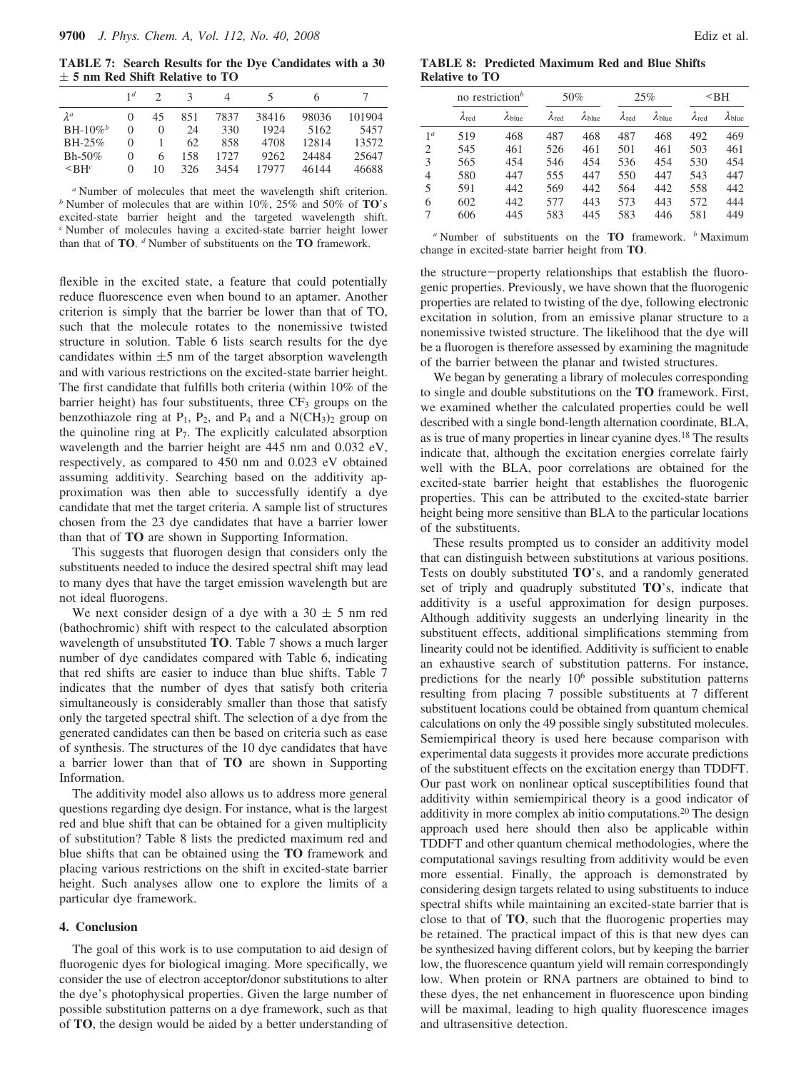**TABLE 7: Search Results for the Dye Candidates with a 30 ± 5 nm Red Shift Relative to TO**

| | 1[d] | 2 | 3 | 4 | 5 | 6 | 7 |
|---|---|---|---|---|---|---|---|
| $\lambda$[a] | 0 | 45 | 851 | 7837 | 38416 | 98036 | 101904 |
| BH-10%[b] | 0 | 0 | 24 | 330 | 1924 | 5162 | 5457 |
| BH-25% | 0 | 1 | 62 | 858 | 4708 | 12814 | 13572 |
| Bh-50% | 0 | 6 | 158 | 1727 | 9262 | 24484 | 25647 |
| <BH[c] | 0 | 10 | 326 | 3454 | 17977 | 46144 | 46688 |

[a] Number of molecules that meet the wavelength shift criterion. [b] Number of molecules that are within 10%, 25% and 50% of **TO**'s excited-state barrier height and the targeted wavelength shift. [c] Number of molecules having a excited-state barrier height lower than that of **TO**. [d] Number of substituents on the **TO** framework.

flexible in the excited state, a feature that could potentially reduce fluorescence even when bound to an aptamer. Another criterion is simply that the barrier be lower than that of TO, such that the molecule rotates to the nonemissive twisted structure in solution. Table 6 lists search results for the dye candidates within ±5 nm of the target absorption wavelength and with various restrictions on the excited-state barrier height. The first candidate that fulfills both criteria (within 10% of the barrier height) has four substituents, three $CF_3$ groups on the benzothiazole ring at $P_1$, $P_2$, and $P_4$ and a $N(CH_3)_2$ group on the quinoline ring at $P_7$. The explicitly calculated absorption wavelength and the barrier height are 445 nm and 0.032 eV, respectively, as compared to 450 nm and 0.023 eV obtained assuming additivity. Searching based on the additivity approximation was then able to successfully identify a dye candidate that met the target criteria. A sample list of structures chosen from the 23 dye candidates that have a barrier lower than that of **TO** are shown in Supporting Information.

This suggests that fluorogen design that considers only the substituents needed to induce the desired spectral shift may lead to many dyes that have the target emission wavelength but are not ideal fluorogens.

We next consider design of a dye with a 30 ± 5 nm red (bathochromic) shift with respect to the calculated absorption wavelength of unsubstituted **TO**. Table 7 shows a much larger number of dye candidates compared with Table 6, indicating that red shifts are easier to induce than blue shifts. Table 7 indicates that the number of dyes that satisfy both criteria simultaneously is considerably smaller than those that satisfy only the targeted spectral shift. The selection of a dye from the generated candidates can then be based on criteria such as ease of synthesis. The structures of the 10 dye candidates that have a barrier lower than that of **TO** are shown in Supporting Information.

The additivity model also allows us to address more general questions regarding dye design. For instance, what is the largest red and blue shift that can be obtained for a given multiplicity of substitution? Table 8 lists the predicted maximum red and blue shifts that can be obtained using the **TO** framework and placing various restrictions on the shift in excited-state barrier height. Such analyses allow one to explore the limits of a particular dye framework.

## 4. Conclusion

The goal of this work is to use computation to aid design of fluorogenic dyes for biological imaging. More specifically, we consider the use of electron acceptor/donor substitutions to alter the dye's photophysical properties. Given the large number of possible substitution patterns on a dye framework, such as that of **TO**, the design would be aided by a better understanding of

**TABLE 8: Predicted Maximum Red and Blue Shifts Relative to TO**

| | no restriction[b] | | 50% | | 25% | | <BH | |
|---|---|---|---|---|---|---|---|---|
| | $\lambda_{red}$ | $\lambda_{blue}$ | $\lambda_{red}$ | $\lambda_{blue}$ | $\lambda_{red}$ | $\lambda_{blue}$ | $\lambda_{red}$ | $\lambda_{blue}$ |
| 1[a] | 519 | 468 | 487 | 468 | 487 | 468 | 492 | 469 |
| 2 | 545 | 461 | 526 | 461 | 501 | 461 | 503 | 461 |
| 3 | 565 | 454 | 546 | 454 | 536 | 454 | 530 | 454 |
| 4 | 580 | 447 | 555 | 447 | 550 | 447 | 543 | 447 |
| 5 | 591 | 442 | 569 | 442 | 564 | 442 | 558 | 442 |
| 6 | 602 | 442 | 577 | 443 | 573 | 443 | 572 | 444 |
| 7 | 606 | 445 | 583 | 445 | 583 | 446 | 581 | 449 |

[a] Number of substituents on the **TO** framework. [b] Maximum change in excited-state barrier height from **TO**.

the structure–property relationships that establish the fluorogenic properties. Previously, we have shown that the fluorogenic properties are related to twisting of the dye, following electronic excitation in solution, from an emissive planar structure to a nonemissive twisted structure. The likelihood that the dye will be a fluorogen is therefore assessed by examining the magnitude of the barrier between the planar and twisted structures.

We began by generating a library of molecules corresponding to single and double substitutions on the **TO** framework. First, we examined whether the calculated properties could be well described with a single bond-length alternation coordinate, BLA, as is true of many properties in linear cyanine dyes.[18] The results indicate that, although the excitation energies correlate fairly well with the BLA, poor correlations are obtained for the excited-state barrier height that establishes the fluorogenic properties. This can be attributed to the excited-state barrier height being more sensitive than BLA to the particular locations of the substituents.

These results prompted us to consider an additivity model that can distinguish between substitutions at various positions. Tests on doubly substituted **TO**'s, and a randomly generated set of triply and quadruply substituted **TO**'s, indicate that additivity is a useful approximation for design purposes. Although additivity suggests an underlying linearity in the substituent effects, additional simplifications stemming from linearity could not be identified. Additivity is sufficient to enable an exhaustive search of substitution patterns. For instance, predictions for the nearly $10^6$ possible substitution patterns resulting from placing 7 possible substituents at 7 different substituent locations could be obtained from quantum chemical calculations on only the 49 possible singly substituted molecules. Semiempirical theory is used here because comparison with experimental data suggests it provides more accurate predictions of the substituent effects on the excitation energy than TDDFT. Our past work on nonlinear optical susceptibilities found that additivity within semiempirical theory is a good indicator of additivity in more complex ab initio computations.[20] The design approach used here should then also be applicable within TDDFT and other quantum chemical methodologies, where the computational savings resulting from additivity would be even more essential. Finally, the approach is demonstrated by considering design targets related to using substituents to induce spectral shifts while maintaining an excited-state barrier that is close to that of **TO**, such that the fluorogenic properties may be retained. The practical impact of this is that new dyes can be synthesized having different colors, but by keeping the barrier low, the fluorescence quantum yield will remain correspondingly low. When protein or RNA partners are obtained to bind to these dyes, the net enhancement in fluorescence upon binding will be maximal, leading to high quality fluorescence images and ultrasensitive detection.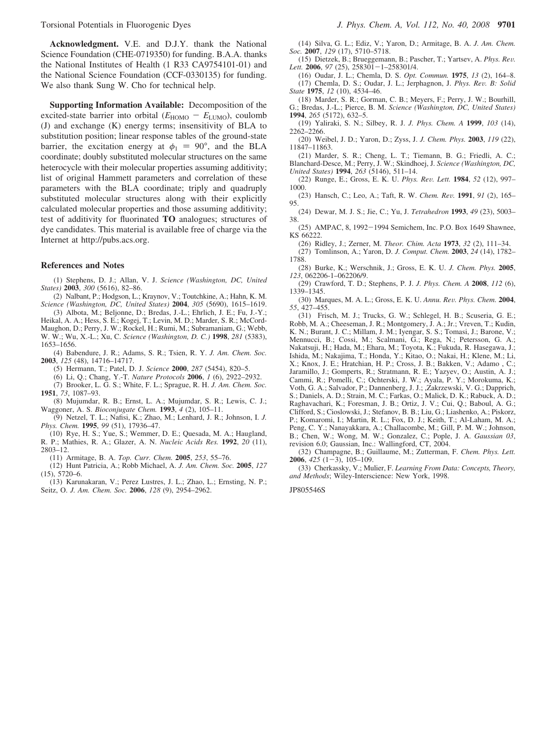**Acknowledgment.** V.E. and D.J.Y. thank the National Science Foundation (CHE-0719350) for funding. B.A.A. thanks the National Institutes of Health (1 R33 CA9754101-01) and the National Science Foundation (CCF-0330135) for funding. We also thank Sung W. Cho for technical help.

**Supporting Information Available:** Decomposition of the excited-state barrier into orbital ($E_{HOMO} - E_{LUMO}$), coulomb (J) and exchange (K) energy terms; insensitivity of BLA to substitution position; linear response tables of the ground-state barrier, the excitation energy at $\phi_1 = 90°$, and the BLA coordinate; doubly substituted molecular structures on the same heterocycle with their molecular properties assuming additivity; list of original Hammett parameters and correlation of these parameters with the BLA coordinate; triply and quadruply substituted molecular structures along with their explicitly calculated molecular properties and those assuming additivity; test of additivity for fluorinated **TO** analogues; structures of dye candidates. This material is available free of charge via the Internet at http://pubs.acs.org.

## References and Notes

(1) Stephens, D. J.; Allan, V. J. *Science (Washington, DC, United States)* **2003**, *300* (5616), 82–86.

(2) Nalbant, P.; Hodgson, L.; Kraynov, V.; Toutchkine, A.; Hahn, K. M. *Science (Washington, DC, United States)* **2004**, *305* (5690), 1615–1619.

(3) Albota, M.; Beljonne, D.; Bredas, J.-L.; Ehrlich, J. E.; Fu, J.-Y.; Heikal, A. A.; Hess, S. E.; Kogej, T.; Levin, M. D.; Marder, S. R.; McCord-Maughon, D.; Perry, J. W.; Rockel, H.; Rumi, M.; Subramaniam, G.; Webb, W. W.; Wu, X.-L.; Xu, C. *Science (Washington, D. C.)* **1998**, *281* (5383), 1653–1656.

(4) Babendure, J. R.; Adams, S. R.; Tsien, R. Y. *J. Am. Chem. Soc.* **2003**, *125* (48), 14716–14717.

(5) Hermann, T.; Patel, D. J. *Science* **2000**, *287* (5454), 820–5.

(6) Li, Q.; Chang, Y.-T. *Nature Protocols* **2006**, *1* (6), 2922–2932.

(7) Brooker, L. G. S.; White, F. L.; Sprague, R. H. *J. Am. Chem. Soc.* **1951**, *73*, 1087–93.

(8) Mujumdar, R. B.; Ernst, L. A.; Mujumdar, S. R.; Lewis, C. J.; Waggoner, A. S. *Bioconjugate Chem.* **1993**, *4* (2), 105–11.

(9) Netzel, T. L.; Nafisi, K.; Zhao, M.; Lenhard, J. R.; Johnson, I. *J. Phys. Chem.* **1995**, *99* (51), 17936–47.

(10) Rye, H. S.; Yue, S.; Wemmer, D. E.; Quesada, M. A.; Haugland, R. P.; Mathies, R. A.; Glazer, A. N. *Nucleic Acids Res.* **1992**, *20* (11), 2803–12.

(11) Armitage, B. A. *Top. Curr. Chem.* **2005**, *253*, 55–76.

(12) Hunt Patricia, A.; Robb Michael, A. *J. Am. Chem. Soc.* **2005**, *127* (15), 5720–6.

(13) Karunakaran, V.; Perez Lustres, J. L.; Zhao, L.; Ernsting, N. P.; Seitz, O. *J. Am. Chem. Soc.* **2006**, *128* (9), 2954–2962.

(14) Silva, G. L.; Ediz, V.; Yaron, D.; Armitage, B. A. *J. Am. Chem. Soc.* **2007**, *129* (17), 5710–5718.

(15) Dietzek, B.; Brueggemann, B.; Pascher, T.; Yartsev, A. *Phys. Rev. Lett.* **2006**, *97* (25), 258301−1–258301/4.

(16) Oudar, J. L.; Chemla, D. S. *Opt. Commun.* **1975**, *13* (2), 164–8.

(17) Chemla, D. S.; Oudar, J. L.; Jerphagnon, J. *Phys. Rev. B: Solid State* **1975**, *12* (10), 4534–46.

(18) Marder, S. R.; Gorman, C. B.; Meyers, F.; Perry, J. W.; Bourhill, G.; Bredas, J.-L.; Pierce, B. M. *Science (Washington, DC, United States)* **1994**, *265* (5172), 632–5.

(19) Yaliraki, S. N.; Silbey, R. J. *J. Phys. Chem. A* **1999**, *103* (14), 2262–2266.

(20) Weibel, J. D.; Yaron, D.; Zyss, J. *J. Chem. Phys.* **2003**, *119* (22), 11847–11863.

(21) Marder, S. R.; Cheng, L. T.; Tiemann, B. G.; Friedli, A. C.; Blanchard-Desce, M.; Perry, J. W.; Skindhoej, J. *Science (Washington, DC, United States)* **1994**, *263* (5146), 511–14.

(22) Runge, E.; Gross, E. K. U. *Phys. Rev. Lett.* **1984**, *52* (12), 997–1000.

(23) Hansch, C.; Leo, A.; Taft, R. W. *Chem. Rev.* **1991**, *91* (2), 165–95.

(24) Dewar, M. J. S.; Jie, C.; Yu, J. *Tetrahedron* **1993**, *49* (23), 5003–38.

(25) AMPAC, 8, 1992−1994 Semichem, Inc. P.O. Box 1649 Shawnee, KS 66222.

(26) Ridley, J.; Zerner, M. *Theor. Chim. Acta* **1973**, *32* (2), 111–34.

(27) Tomlinson, A.; Yaron, D. *J. Comput. Chem.* **2003**, *24* (14), 1782–1788.

(28) Burke, K.; Werschnik, J.; Gross, E. K. U. *J. Chem. Phys.* **2005**, *123*, 062206-1–062206/9.

(29) Crawford, T. D.; Stephens, P. J. *J. Phys. Chem. A* **2008**, *112* (6), 1339–1345.

(30) Marques, M. A. L.; Gross, E. K. U. *Annu. Rev. Phys. Chem.* **2004**, *55*, 427–455.

(31) Frisch, M. J.; Trucks, G. W.; Schlegel, H. B.; Scuseria, G. E.; Robb, M. A.; Cheeseman, J. R.; Montgomery, J. A.; Jr.; Vreven, T.; Kudin, K. N.; Burant, J. C.; Millam, J. M.; Iyengar, S. S.; Tomasi, J.; Barone, V.; Mennucci, B.; Cossi, M.; Scalmani, G.; Rega, N.; Petersson, G. A.; Nakatsuji, H.; Hada, M.; Ehara, M.; Toyota, K.; Fukuda, R. Hasegawa, J.; Ishida, M.; Nakajima, T.; Honda, Y.; Kitao, O.; Nakai, H.; Klene, M.; Li, X.; Knox, J. E.; Hratchian, H. P.; Cross, J. B.; Bakken, V.; Adamo , C.; Jaramillo, J.; Gomperts, R.; Stratmann, R. E.; Yazyev, O.; Austin, A. J.; Cammi, R.; Pomelli, C.; Ochterski, J. W.; Ayala, P. Y.; Morokuma, K.; Voth, G. A.; Salvador, P.; Dannenberg, J. J.; ,Zakrzewski, V. G.; Dapprich, S.; Daniels, A. D.; Strain, M. C.; Farkas, O.; Malick, D. K.; Rabuck, A. D.; Raghavachari, K.; Foresman, J. B.; Ortiz, J. V.; Cui, Q.; Baboul, A. G.; Clifford, S.; Cioslowski, J.; Stefanov, B. B.; Liu, G.; Liashenko, A.; Piskorz, P.; Komaromi, I.; Martin, R. L.; Fox, D. J.; Keith, T.; Al-Laham, M. A.; Peng, C. Y.; Nanayakkara, A.; Challacombe, M.; Gill, P. M. W.; Johnson, B.; Chen, W.; Wong, M. W.; Gonzalez, C.; Pople, J. A. *Gaussian 03*, revision 6.0; Gaussian, Inc.: Wallingford, CT, 2004.

(32) Champagne, B.; Guillaume, M.; Zutterman, F. *Chem. Phys. Lett.* **2006**, *425* (1−3), 105–109.

(33) Cherkassky, V.; Mulier, F. *Learning From Data: Concepts, Theory, and Methods*; Wiley-Interscience: New York, 1998.

JP805546S